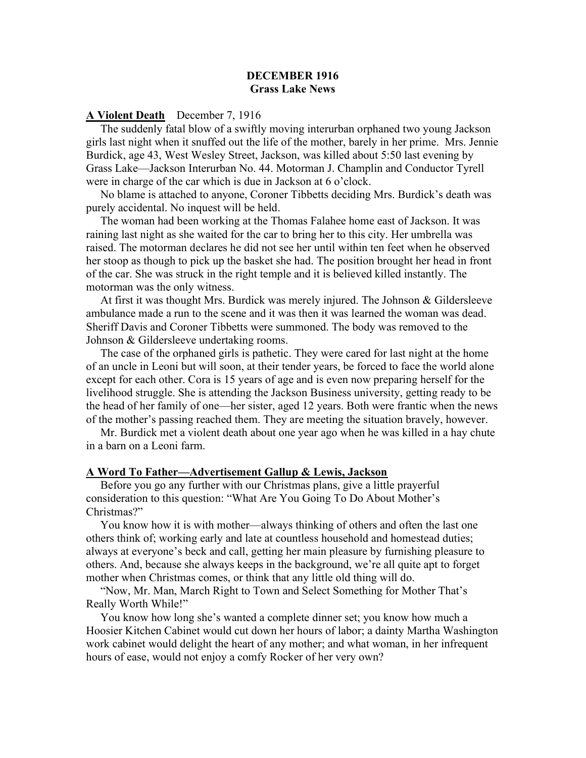# DECEMBER 1916
## Grass Lake News

**A Violent Death** December 7, 1916

The suddenly fatal blow of a swiftly moving interurban orphaned two young Jackson girls last night when it snuffed out the life of the mother, barely in her prime. Mrs. Jennie Burdick, age 43, West Wesley Street, Jackson, was killed about 5:50 last evening by Grass Lake—Jackson Interurban No. 44. Motorman J. Champlin and Conductor Tyrell were in charge of the car which is due in Jackson at 6 o'clock.

No blame is attached to anyone, Coroner Tibbetts deciding Mrs. Burdick's death was purely accidental. No inquest will be held.

The woman had been working at the Thomas Falahee home east of Jackson. It was raining last night as she waited for the car to bring her to this city. Her umbrella was raised. The motorman declares he did not see her until within ten feet when he observed her stoop as though to pick up the basket she had. The position brought her head in front of the car. She was struck in the right temple and it is believed killed instantly. The motorman was the only witness.

At first it was thought Mrs. Burdick was merely injured. The Johnson & Gildersleeve ambulance made a run to the scene and it was then it was learned the woman was dead. Sheriff Davis and Coroner Tibbetts were summoned. The body was removed to the Johnson & Gildersleeve undertaking rooms.

The case of the orphaned girls is pathetic. They were cared for last night at the home of an uncle in Leoni but will soon, at their tender years, be forced to face the world alone except for each other. Cora is 15 years of age and is even now preparing herself for the livelihood struggle. She is attending the Jackson Business university, getting ready to be the head of her family of one—her sister, aged 12 years. Both were frantic when the news of the mother's passing reached them. They are meeting the situation bravely, however.

Mr. Burdick met a violent death about one year ago when he was killed in a hay chute in a barn on a Leoni farm.

**A Word To Father—Advertisement Gallup & Lewis, Jackson**

Before you go any further with our Christmas plans, give a little prayerful consideration to this question: "What Are You Going To Do About Mother's Christmas?"

You know how it is with mother—always thinking of others and often the last one others think of; working early and late at countless household and homestead duties; always at everyone's beck and call, getting her main pleasure by furnishing pleasure to others. And, because she always keeps in the background, we're all quite apt to forget mother when Christmas comes, or think that any little old thing will do.

"Now, Mr. Man, March Right to Town and Select Something for Mother That's Really Worth While!"

You know how long she's wanted a complete dinner set; you know how much a Hoosier Kitchen Cabinet would cut down her hours of labor; a dainty Martha Washington work cabinet would delight the heart of any mother; and what woman, in her infrequent hours of ease, would not enjoy a comfy Rocker of her very own?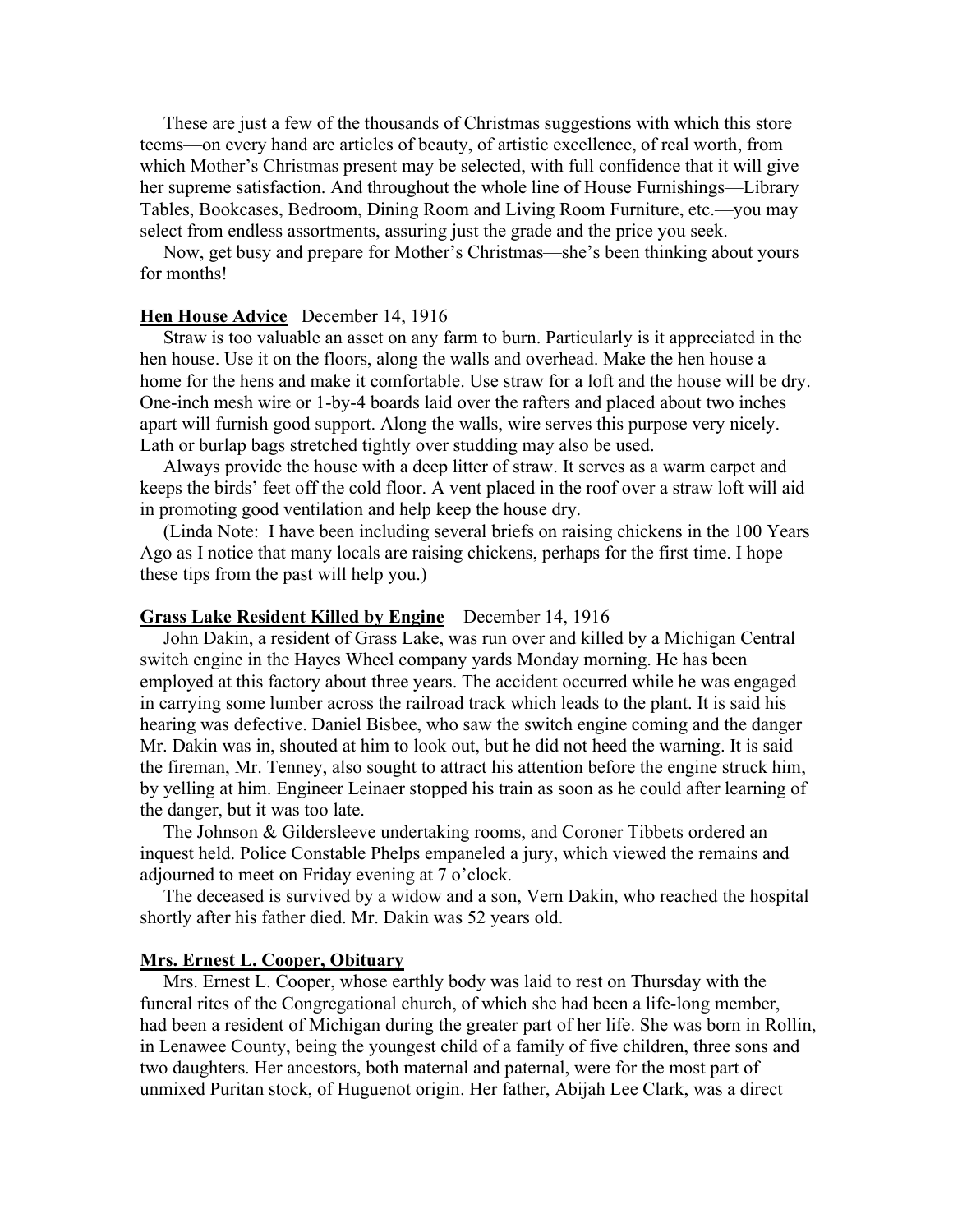These are just a few of the thousands of Christmas suggestions with which this store teems—on every hand are articles of beauty, of artistic excellence, of real worth, from which Mother's Christmas present may be selected, with full confidence that it will give her supreme satisfaction. And throughout the whole line of House Furnishings—Library Tables, Bookcases, Bedroom, Dining Room and Living Room Furniture, etc.—you may select from endless assortments, assuring just the grade and the price you seek.

Now, get busy and prepare for Mother's Christmas—she's been thinking about yours for months!

**Hen House Advice** December 14, 1916

Straw is too valuable an asset on any farm to burn. Particularly is it appreciated in the hen house. Use it on the floors, along the walls and overhead. Make the hen house a home for the hens and make it comfortable. Use straw for a loft and the house will be dry. One-inch mesh wire or 1-by-4 boards laid over the rafters and placed about two inches apart will furnish good support. Along the walls, wire serves this purpose very nicely. Lath or burlap bags stretched tightly over studding may also be used.

Always provide the house with a deep litter of straw. It serves as a warm carpet and keeps the birds' feet off the cold floor. A vent placed in the roof over a straw loft will aid in promoting good ventilation and help keep the house dry.

(Linda Note: I have been including several briefs on raising chickens in the 100 Years Ago as I notice that many locals are raising chickens, perhaps for the first time. I hope these tips from the past will help you.)

**Grass Lake Resident Killed by Engine** December 14, 1916

John Dakin, a resident of Grass Lake, was run over and killed by a Michigan Central switch engine in the Hayes Wheel company yards Monday morning. He has been employed at this factory about three years. The accident occurred while he was engaged in carrying some lumber across the railroad track which leads to the plant. It is said his hearing was defective. Daniel Bisbee, who saw the switch engine coming and the danger Mr. Dakin was in, shouted at him to look out, but he did not heed the warning. It is said the fireman, Mr. Tenney, also sought to attract his attention before the engine struck him, by yelling at him. Engineer Leinaer stopped his train as soon as he could after learning of the danger, but it was too late.

The Johnson & Gildersleeve undertaking rooms, and Coroner Tibbets ordered an inquest held. Police Constable Phelps empaneled a jury, which viewed the remains and adjourned to meet on Friday evening at 7 o'clock.

The deceased is survived by a widow and a son, Vern Dakin, who reached the hospital shortly after his father died. Mr. Dakin was 52 years old.

**Mrs. Ernest L. Cooper, Obituary**

Mrs. Ernest L. Cooper, whose earthly body was laid to rest on Thursday with the funeral rites of the Congregational church, of which she had been a life-long member, had been a resident of Michigan during the greater part of her life. She was born in Rollin, in Lenawee County, being the youngest child of a family of five children, three sons and two daughters. Her ancestors, both maternal and paternal, were for the most part of unmixed Puritan stock, of Huguenot origin. Her father, Abijah Lee Clark, was a direct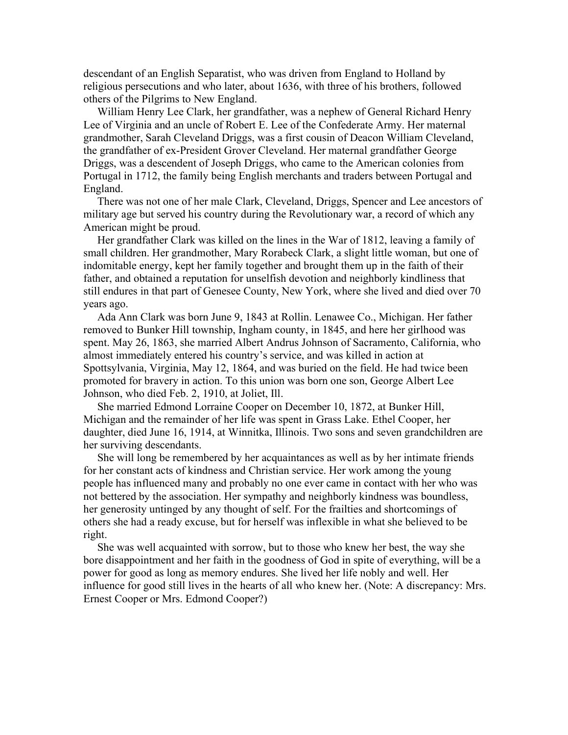descendant of an English Separatist, who was driven from England to Holland by religious persecutions and who later, about 1636, with three of his brothers, followed others of the Pilgrims to New England.

William Henry Lee Clark, her grandfather, was a nephew of General Richard Henry Lee of Virginia and an uncle of Robert E. Lee of the Confederate Army. Her maternal grandmother, Sarah Cleveland Driggs, was a first cousin of Deacon William Cleveland, the grandfather of ex-President Grover Cleveland. Her maternal grandfather George Driggs, was a descendent of Joseph Driggs, who came to the American colonies from Portugal in 1712, the family being English merchants and traders between Portugal and England.

There was not one of her male Clark, Cleveland, Driggs, Spencer and Lee ancestors of military age but served his country during the Revolutionary war, a record of which any American might be proud.

Her grandfather Clark was killed on the lines in the War of 1812, leaving a family of small children. Her grandmother, Mary Rorabeck Clark, a slight little woman, but one of indomitable energy, kept her family together and brought them up in the faith of their father, and obtained a reputation for unselfish devotion and neighborly kindliness that still endures in that part of Genesee County, New York, where she lived and died over 70 years ago.

Ada Ann Clark was born June 9, 1843 at Rollin. Lenawee Co., Michigan. Her father removed to Bunker Hill township, Ingham county, in 1845, and here her girlhood was spent. May 26, 1863, she married Albert Andrus Johnson of Sacramento, California, who almost immediately entered his country's service, and was killed in action at Spottsylvania, Virginia, May 12, 1864, and was buried on the field. He had twice been promoted for bravery in action. To this union was born one son, George Albert Lee Johnson, who died Feb. 2, 1910, at Joliet, Ill.

She married Edmond Lorraine Cooper on December 10, 1872, at Bunker Hill, Michigan and the remainder of her life was spent in Grass Lake. Ethel Cooper, her daughter, died June 16, 1914, at Winnitka, Illinois. Two sons and seven grandchildren are her surviving descendants.

She will long be remembered by her acquaintances as well as by her intimate friends for her constant acts of kindness and Christian service. Her work among the young people has influenced many and probably no one ever came in contact with her who was not bettered by the association. Her sympathy and neighborly kindness was boundless, her generosity untinged by any thought of self. For the frailties and shortcomings of others she had a ready excuse, but for herself was inflexible in what she believed to be right.

She was well acquainted with sorrow, but to those who knew her best, the way she bore disappointment and her faith in the goodness of God in spite of everything, will be a power for good as long as memory endures. She lived her life nobly and well. Her influence for good still lives in the hearts of all who knew her. (Note: A discrepancy: Mrs. Ernest Cooper or Mrs. Edmond Cooper?)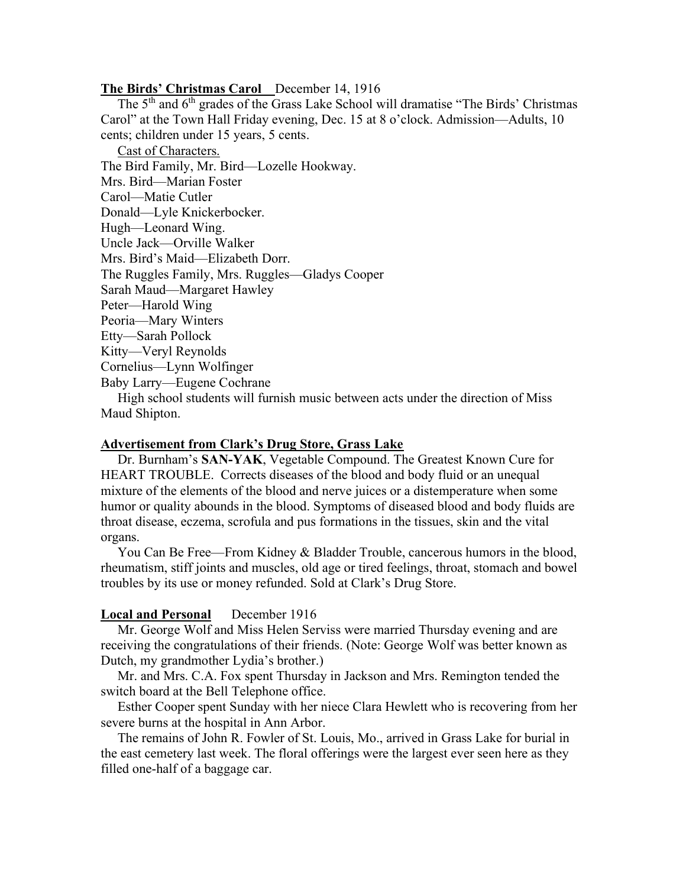**<u>The Birds' Christmas Carol</u>** December 14, 1916

The 5th and 6th grades of the Grass Lake School will dramatise "The Birds' Christmas Carol" at the Town Hall Friday evening, Dec. 15 at 8 o'clock. Admission—Adults, 10 cents; children under 15 years, 5 cents.

<u>Cast of Characters.</u>

The Bird Family, Mr. Bird—Lozelle Hookway.
Mrs. Bird—Marian Foster
Carol—Matie Cutler
Donald—Lyle Knickerbocker.
Hugh—Leonard Wing.
Uncle Jack—Orville Walker
Mrs. Bird's Maid—Elizabeth Dorr.
The Ruggles Family, Mrs. Ruggles—Gladys Cooper
Sarah Maud—Margaret Hawley
Peter—Harold Wing
Peoria—Mary Winters
Etty—Sarah Pollock
Kitty—Veryl Reynolds
Cornelius—Lynn Wolfinger
Baby Larry—Eugene Cochrane

High school students will furnish music between acts under the direction of Miss Maud Shipton.

**<u>Advertisement from Clark's Drug Store, Grass Lake</u>**

Dr. Burnham's **SAN-YAK**, Vegetable Compound. The Greatest Known Cure for HEART TROUBLE. Corrects diseases of the blood and body fluid or an unequal mixture of the elements of the blood and nerve juices or a distemperature when some humor or quality abounds in the blood. Symptoms of diseased blood and body fluids are throat disease, eczema, scrofula and pus formations in the tissues, skin and the vital organs.

You Can Be Free—From Kidney & Bladder Trouble, cancerous humors in the blood, rheumatism, stiff joints and muscles, old age or tired feelings, throat, stomach and bowel troubles by its use or money refunded. Sold at Clark's Drug Store.

**<u>Local and Personal</u>** December 1916

Mr. George Wolf and Miss Helen Serviss were married Thursday evening and are receiving the congratulations of their friends. (Note: George Wolf was better known as Dutch, my grandmother Lydia's brother.)

Mr. and Mrs. C.A. Fox spent Thursday in Jackson and Mrs. Remington tended the switch board at the Bell Telephone office.

Esther Cooper spent Sunday with her niece Clara Hewlett who is recovering from her severe burns at the hospital in Ann Arbor.

The remains of John R. Fowler of St. Louis, Mo., arrived in Grass Lake for burial in the east cemetery last week. The floral offerings were the largest ever seen here as they filled one-half of a baggage car.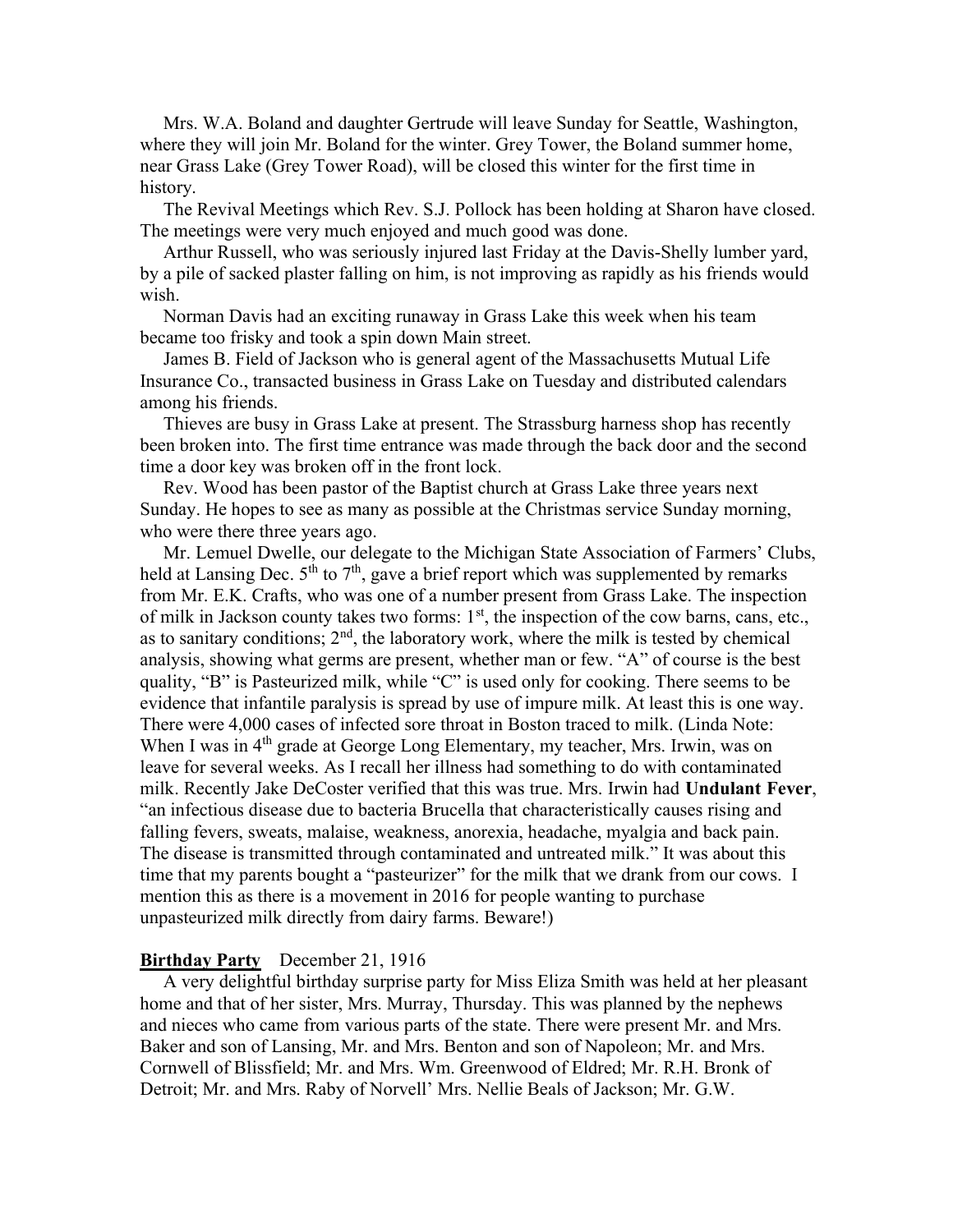Mrs. W.A. Boland and daughter Gertrude will leave Sunday for Seattle, Washington, where they will join Mr. Boland for the winter. Grey Tower, the Boland summer home, near Grass Lake (Grey Tower Road), will be closed this winter for the first time in history.

The Revival Meetings which Rev. S.J. Pollock has been holding at Sharon have closed. The meetings were very much enjoyed and much good was done.

Arthur Russell, who was seriously injured last Friday at the Davis-Shelly lumber yard, by a pile of sacked plaster falling on him, is not improving as rapidly as his friends would wish.

Norman Davis had an exciting runaway in Grass Lake this week when his team became too frisky and took a spin down Main street.

James B. Field of Jackson who is general agent of the Massachusetts Mutual Life Insurance Co., transacted business in Grass Lake on Tuesday and distributed calendars among his friends.

Thieves are busy in Grass Lake at present. The Strassburg harness shop has recently been broken into. The first time entrance was made through the back door and the second time a door key was broken off in the front lock.

Rev. Wood has been pastor of the Baptist church at Grass Lake three years next Sunday. He hopes to see as many as possible at the Christmas service Sunday morning, who were there three years ago.

Mr. Lemuel Dwelle, our delegate to the Michigan State Association of Farmers' Clubs, held at Lansing Dec. 5th to 7th, gave a brief report which was supplemented by remarks from Mr. E.K. Crafts, who was one of a number present from Grass Lake. The inspection of milk in Jackson county takes two forms: 1st, the inspection of the cow barns, cans, etc., as to sanitary conditions; 2nd, the laboratory work, where the milk is tested by chemical analysis, showing what germs are present, whether man or few. "A" of course is the best quality, "B" is Pasteurized milk, while "C" is used only for cooking. There seems to be evidence that infantile paralysis is spread by use of impure milk. At least this is one way. There were 4,000 cases of infected sore throat in Boston traced to milk. (Linda Note: When I was in 4th grade at George Long Elementary, my teacher, Mrs. Irwin, was on leave for several weeks. As I recall her illness had something to do with contaminated milk. Recently Jake DeCoster verified that this was true. Mrs. Irwin had **Undulant Fever**, "an infectious disease due to bacteria Brucella that characteristically causes rising and falling fevers, sweats, malaise, weakness, anorexia, headache, myalgia and back pain. The disease is transmitted through contaminated and untreated milk." It was about this time that my parents bought a "pasteurizer" for the milk that we drank from our cows. I mention this as there is a movement in 2016 for people wanting to purchase unpasteurized milk directly from dairy farms. Beware!)

**Birthday Party** December 21, 1916

A very delightful birthday surprise party for Miss Eliza Smith was held at her pleasant home and that of her sister, Mrs. Murray, Thursday. This was planned by the nephews and nieces who came from various parts of the state. There were present Mr. and Mrs. Baker and son of Lansing, Mr. and Mrs. Benton and son of Napoleon; Mr. and Mrs. Cornwell of Blissfield; Mr. and Mrs. Wm. Greenwood of Eldred; Mr. R.H. Bronk of Detroit; Mr. and Mrs. Raby of Norvell' Mrs. Nellie Beals of Jackson; Mr. G.W.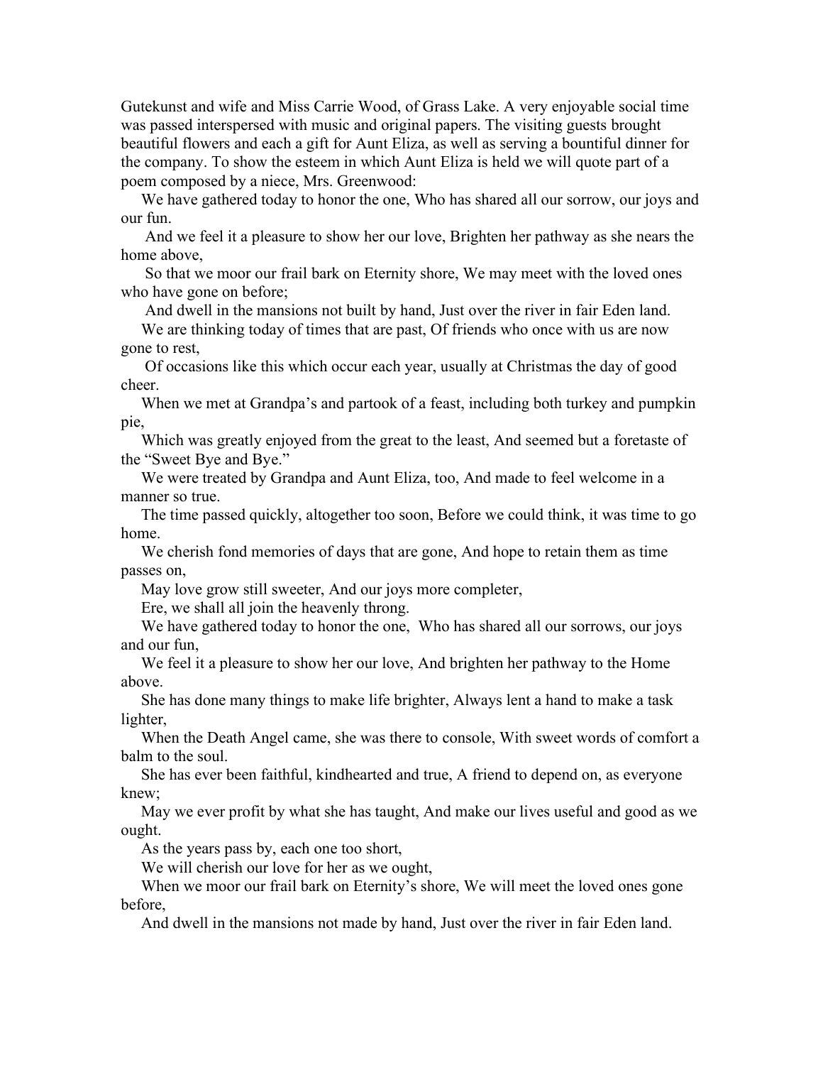Gutekunst and wife and Miss Carrie Wood, of Grass Lake. A very enjoyable social time was passed interspersed with music and original papers. The visiting guests brought beautiful flowers and each a gift for Aunt Eliza, as well as serving a bountiful dinner for the company. To show the esteem in which Aunt Eliza is held we will quote part of a poem composed by a niece, Mrs. Greenwood:

We have gathered today to honor the one, Who has shared all our sorrow, our joys and our fun.

And we feel it a pleasure to show her our love, Brighten her pathway as she nears the home above,

So that we moor our frail bark on Eternity shore, We may meet with the loved ones who have gone on before;

And dwell in the mansions not built by hand, Just over the river in fair Eden land.

We are thinking today of times that are past, Of friends who once with us are now gone to rest,

Of occasions like this which occur each year, usually at Christmas the day of good cheer.

When we met at Grandpa's and partook of a feast, including both turkey and pumpkin pie,

Which was greatly enjoyed from the great to the least, And seemed but a foretaste of the "Sweet Bye and Bye."

We were treated by Grandpa and Aunt Eliza, too, And made to feel welcome in a manner so true.

The time passed quickly, altogether too soon, Before we could think, it was time to go home.

We cherish fond memories of days that are gone, And hope to retain them as time passes on,

May love grow still sweeter, And our joys more completer,

Ere, we shall all join the heavenly throng.

We have gathered today to honor the one, Who has shared all our sorrows, our joys and our fun,

We feel it a pleasure to show her our love, And brighten her pathway to the Home above.

She has done many things to make life brighter, Always lent a hand to make a task lighter,

When the Death Angel came, she was there to console, With sweet words of comfort a balm to the soul.

She has ever been faithful, kindhearted and true, A friend to depend on, as everyone knew;

May we ever profit by what she has taught, And make our lives useful and good as we ought.

As the years pass by, each one too short,

We will cherish our love for her as we ought,

When we moor our frail bark on Eternity's shore, We will meet the loved ones gone before,

And dwell in the mansions not made by hand, Just over the river in fair Eden land.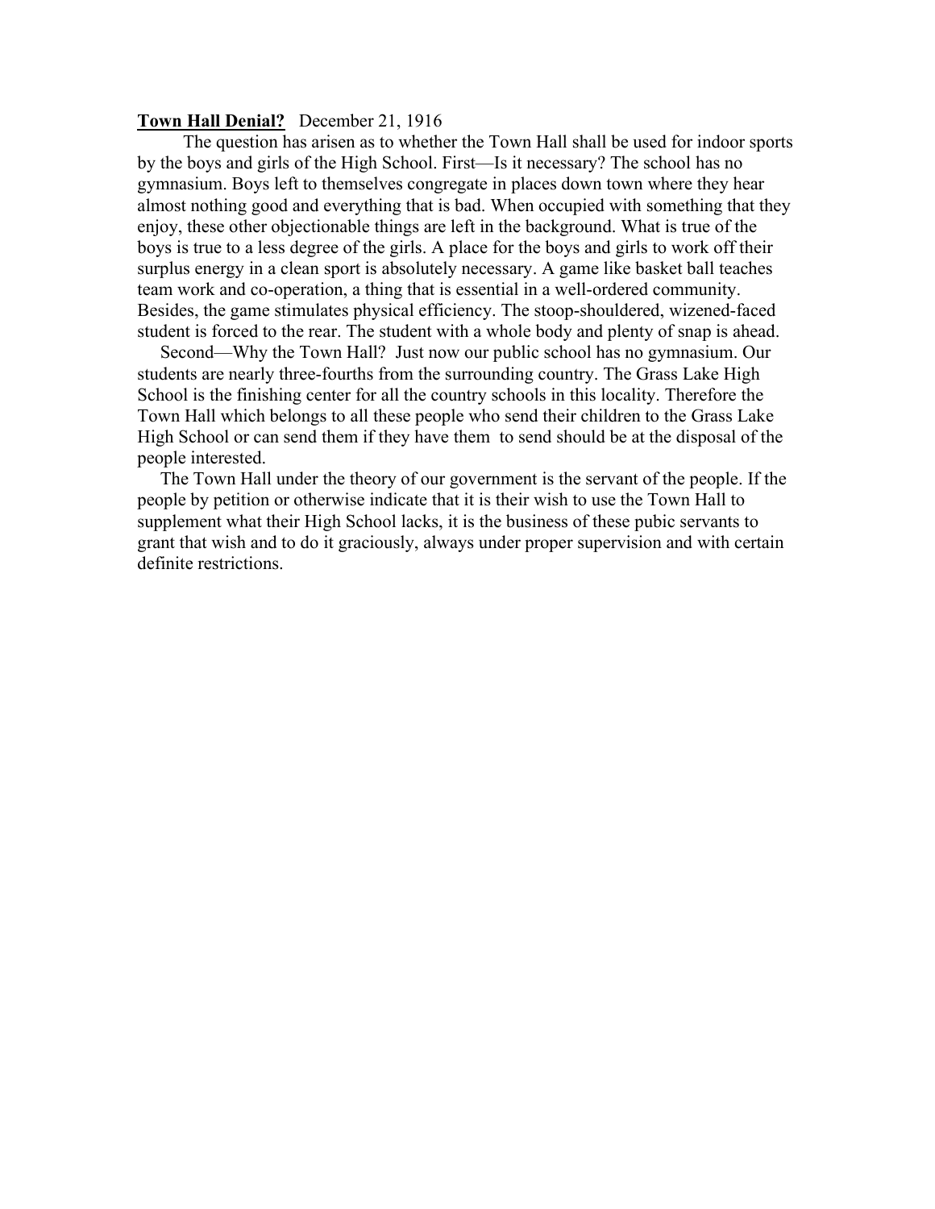**<u>Town Hall Denial?</u>** December 21, 1916

The question has arisen as to whether the Town Hall shall be used for indoor sports by the boys and girls of the High School. First—Is it necessary? The school has no gymnasium. Boys left to themselves congregate in places down town where they hear almost nothing good and everything that is bad. When occupied with something that they enjoy, these other objectionable things are left in the background. What is true of the boys is true to a less degree of the girls. A place for the boys and girls to work off their surplus energy in a clean sport is absolutely necessary. A game like basket ball teaches team work and co-operation, a thing that is essential in a well-ordered community. Besides, the game stimulates physical efficiency. The stoop-shouldered, wizened-faced student is forced to the rear. The student with a whole body and plenty of snap is ahead.

Second—Why the Town Hall? Just now our public school has no gymnasium. Our students are nearly three-fourths from the surrounding country. The Grass Lake High School is the finishing center for all the country schools in this locality. Therefore the Town Hall which belongs to all these people who send their children to the Grass Lake High School or can send them if they have them to send should be at the disposal of the people interested.

The Town Hall under the theory of our government is the servant of the people. If the people by petition or otherwise indicate that it is their wish to use the Town Hall to supplement what their High School lacks, it is the business of these pubic servants to grant that wish and to do it graciously, always under proper supervision and with certain definite restrictions.